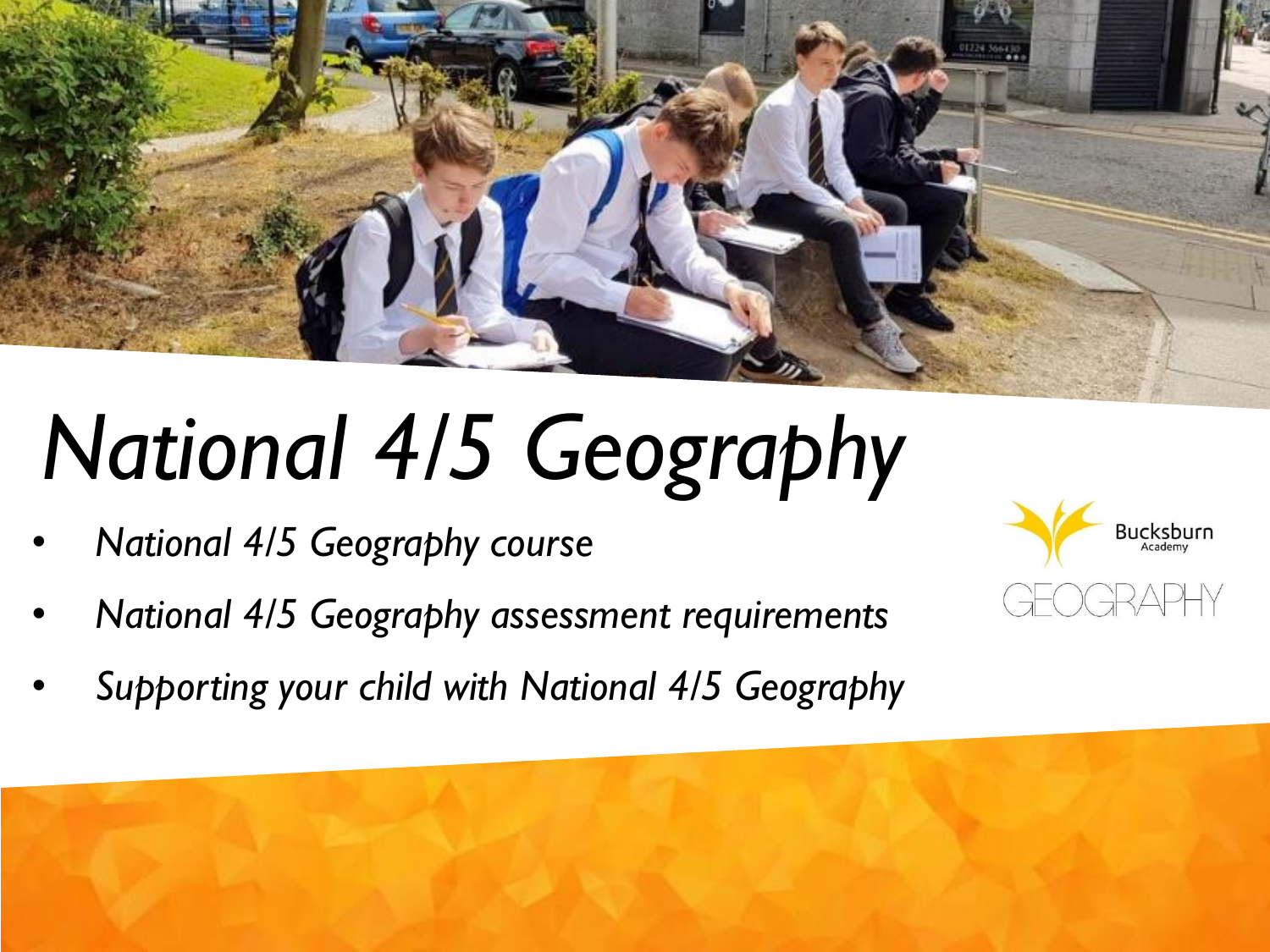# *National 4/5 Geography*

- *National 4/5 Geography course*
- *National 4/5 Geography assessment requirements*
- *Supporting your child with National 4/5 Geography*

Bucksburn Academy

GEOGRAPHY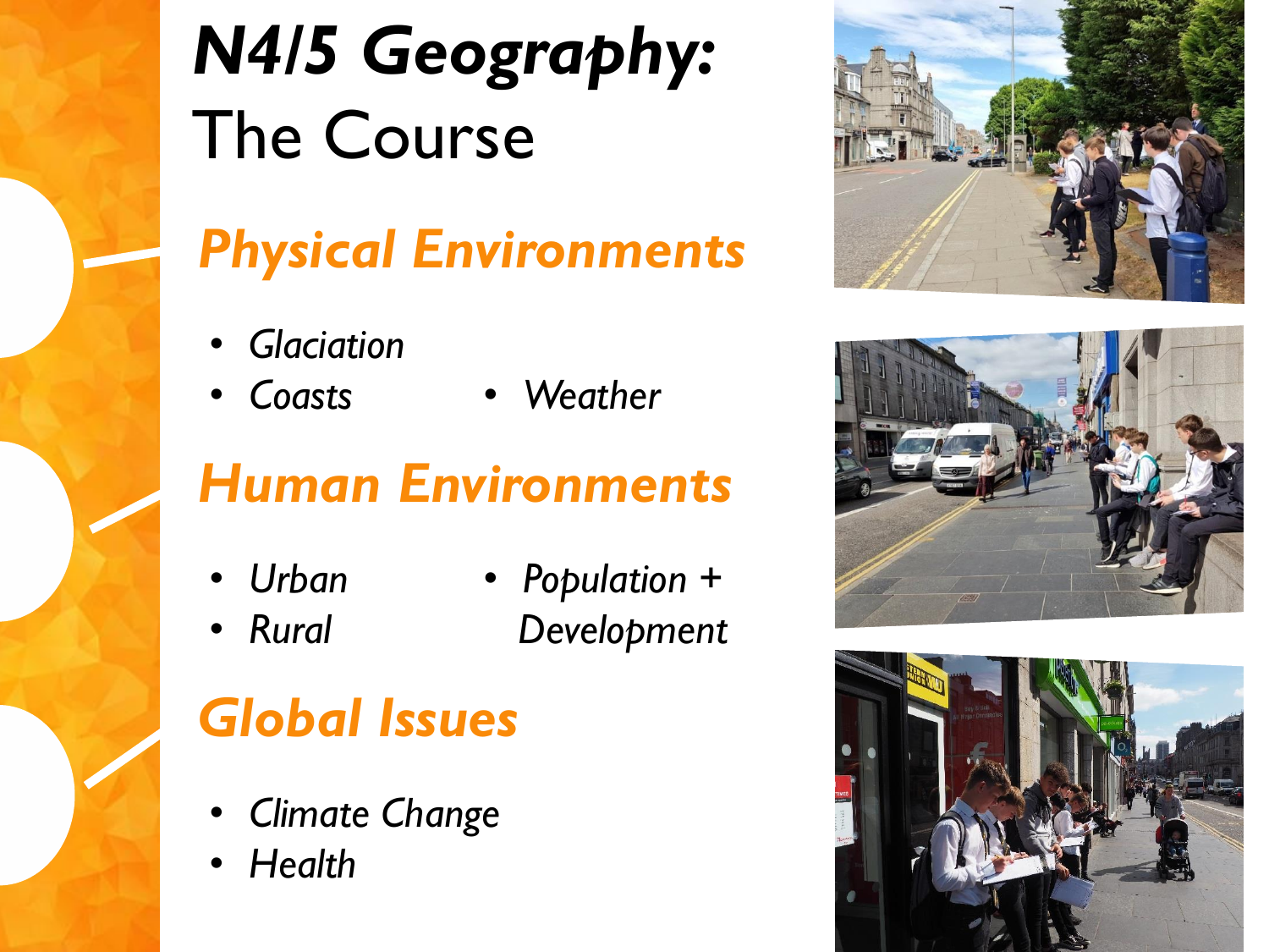# *N4/5 Geography:* The Course

## *Physical Environments*

- *Glaciation*
- *Coasts*
- *Weather*

## *Human Environments*

- *Urban*
- *Rural*
- *Population + Development*

## *Global Issues*

- *Climate Change*
- *Health*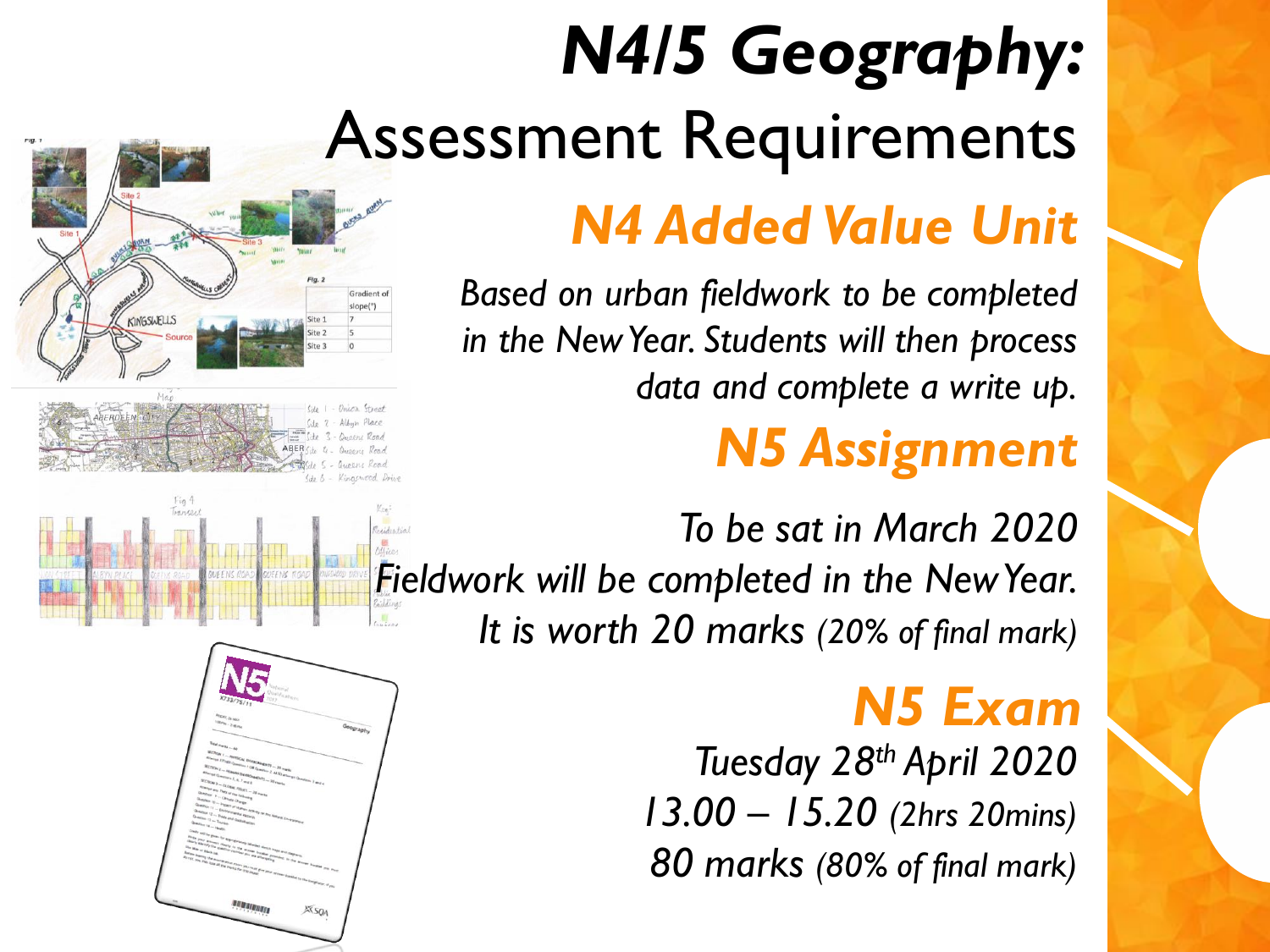# *N4/5 Geography:* Assessment Requirements

## *N4 Added Value Unit*

*Based on urban fieldwork to be completed in the New Year. Students will then process data and complete a write up.*

## *N5 Assignment*

*To be sat in March 2020*

*Fieldwork will be completed in the New Year.*

*It is worth 20 marks (20% of final mark)*

## *N5 Exam*

*Tuesday 28th April 2020*

*13.00 – 15.20 (2hrs 20mins)*

*80 marks (80% of final mark)*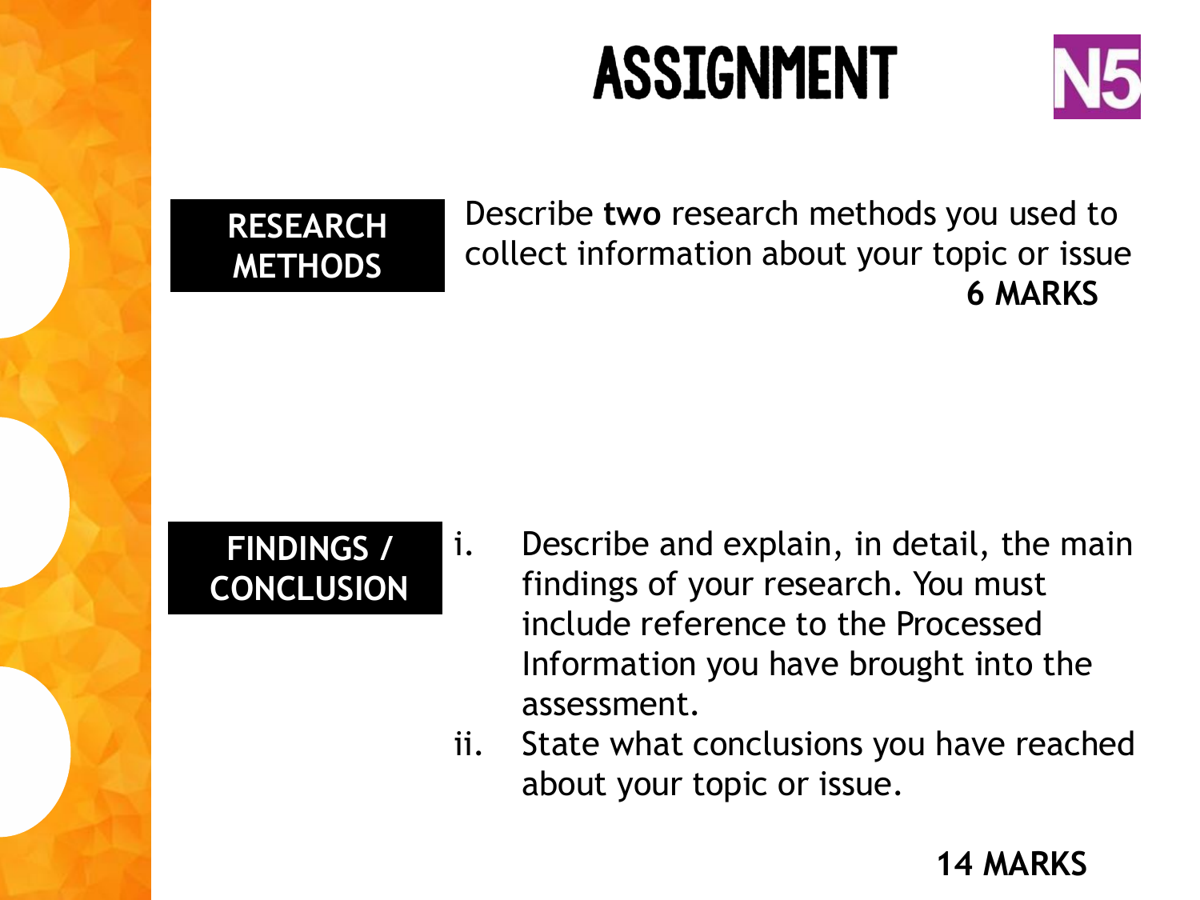# ASSIGNMENT

N5

**RESEARCH METHODS**

Describe **two** research methods you used to collect information about your topic or issue

**6 MARKS**

**FINDINGS / CONCLUSION**

i. Describe and explain, in detail, the main findings of your research. You must include reference to the Processed Information you have brought into the assessment.

ii. State what conclusions you have reached about your topic or issue.

**14 MARKS**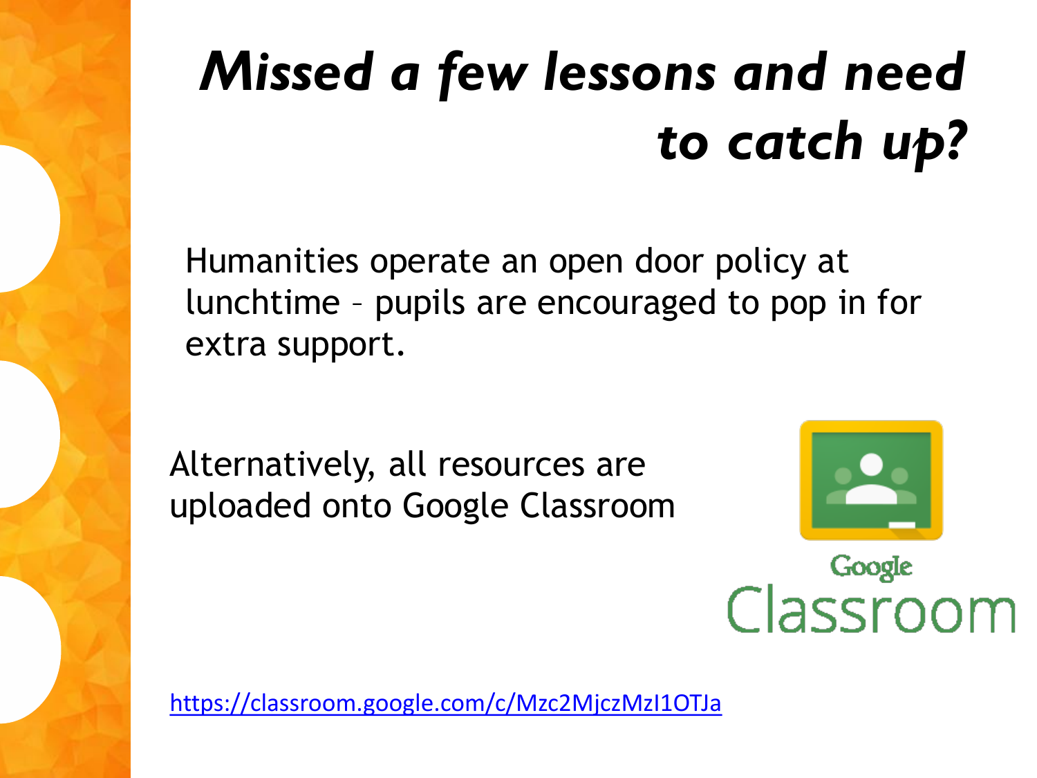# *Missed a few lessons and need to catch up?*

Humanities operate an open door policy at lunchtime – pupils are encouraged to pop in for extra support.

Alternatively, all resources are uploaded onto Google Classroom

Google Classroom

https://classroom.google.com/c/Mzc2MjczMzI1OTJa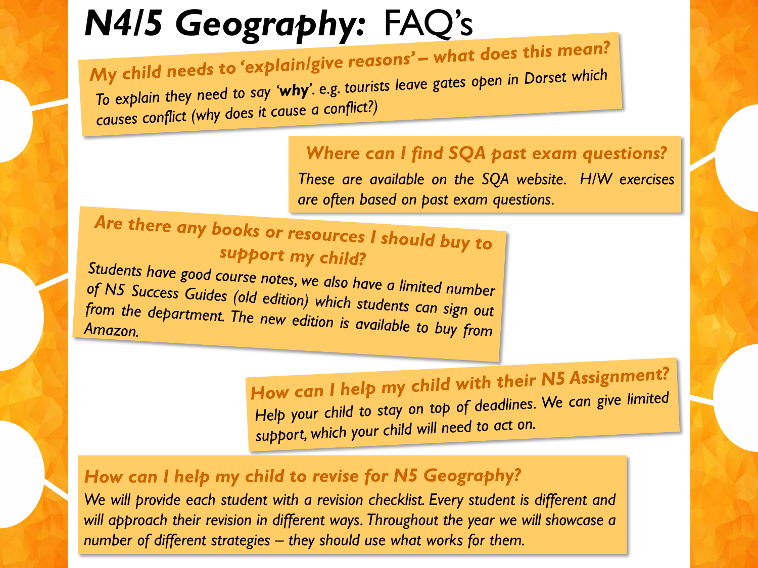# ***N4/5 Geography:*** FAQ's

### *My child needs to 'explain/give reasons' – what does this mean?*

*To explain they need to say '**why**'. e.g. tourists leave gates open in Dorset which causes conflict (why does it cause a conflict?)*

### *Where can I find SQA past exam questions?*

*These are available on the SQA website. H/W exercises are often based on past exam questions.*

### *Are there any books or resources I should buy to support my child?*

*Students have good course notes, we also have a limited number of N5 Success Guides (old edition) which students can sign out from the department. The new edition is available to buy from Amazon.*

### *How can I help my child with their N5 Assignment?*

*Help your child to stay on top of deadlines. We can give limited support, which your child will need to act on.*

### *How can I help my child to revise for N5 Geography?*

*We will provide each student with a revision checklist. Every student is different and will approach their revision in different ways. Throughout the year we will showcase a number of different strategies – they should use what works for them.*